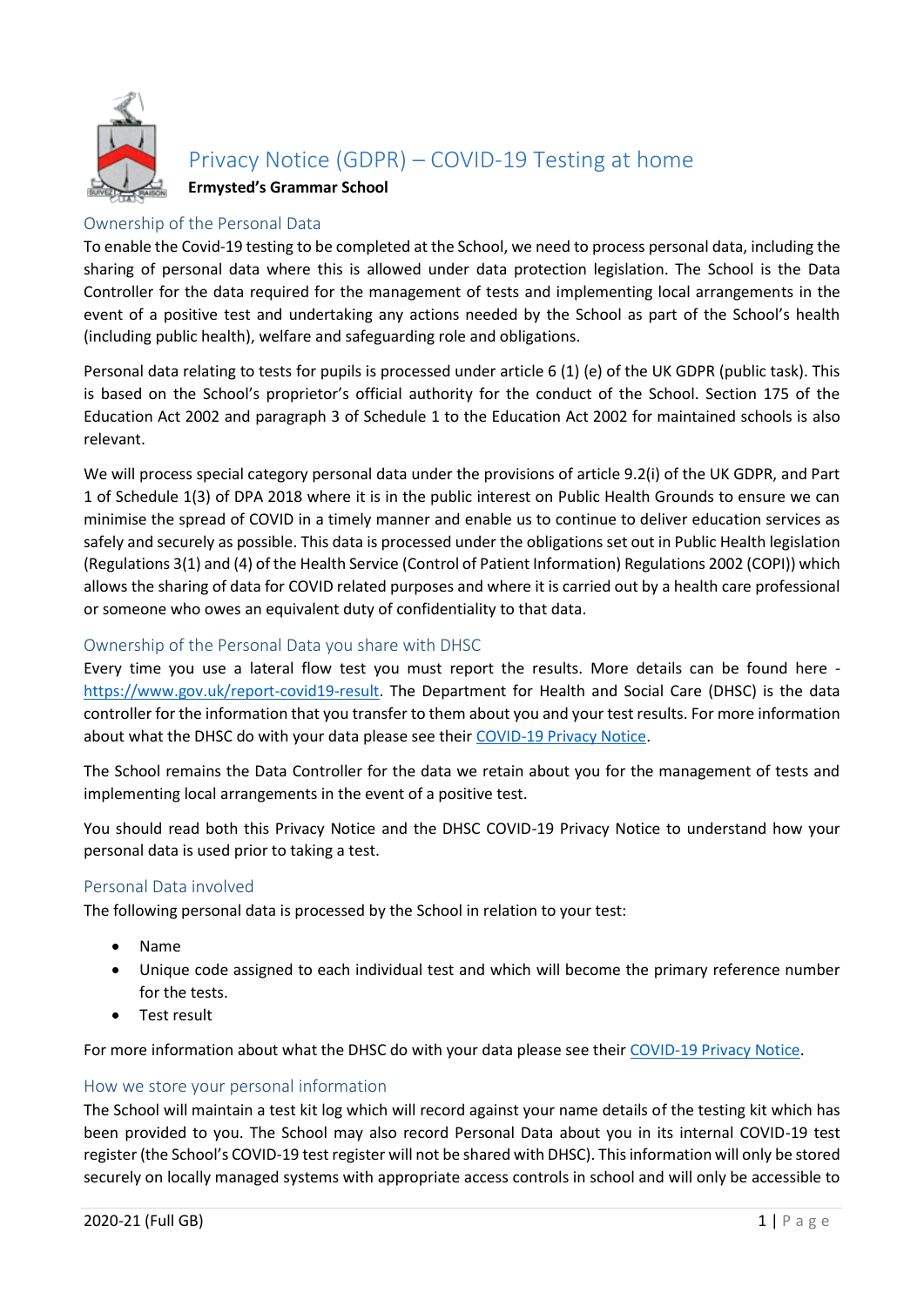# Privacy Notice (GDPR) – COVID-19 Testing at home

**Ermysted's Grammar School**

## Ownership of the Personal Data

To enable the Covid-19 testing to be completed at the School, we need to process personal data, including the sharing of personal data where this is allowed under data protection legislation. The School is the Data Controller for the data required for the management of tests and implementing local arrangements in the event of a positive test and undertaking any actions needed by the School as part of the School's health (including public health), welfare and safeguarding role and obligations.

Personal data relating to tests for pupils is processed under article 6 (1) (e) of the UK GDPR (public task). This is based on the School's proprietor's official authority for the conduct of the School. Section 175 of the Education Act 2002 and paragraph 3 of Schedule 1 to the Education Act 2002 for maintained schools is also relevant.

We will process special category personal data under the provisions of article 9.2(i) of the UK GDPR, and Part 1 of Schedule 1(3) of DPA 2018 where it is in the public interest on Public Health Grounds to ensure we can minimise the spread of COVID in a timely manner and enable us to continue to deliver education services as safely and securely as possible. This data is processed under the obligations set out in Public Health legislation (Regulations 3(1) and (4) of the Health Service (Control of Patient Information) Regulations 2002 (COPI)) which allows the sharing of data for COVID related purposes and where it is carried out by a health care professional or someone who owes an equivalent duty of confidentiality to that data.

## Ownership of the Personal Data you share with DHSC

Every time you use a lateral flow test you must report the results. More details can be found here - https://www.gov.uk/report-covid19-result. The Department for Health and Social Care (DHSC) is the data controller for the information that you transfer to them about you and your test results. For more information about what the DHSC do with your data please see their COVID-19 Privacy Notice.

The School remains the Data Controller for the data we retain about you for the management of tests and implementing local arrangements in the event of a positive test.

You should read both this Privacy Notice and the DHSC COVID-19 Privacy Notice to understand how your personal data is used prior to taking a test.

## Personal Data involved

The following personal data is processed by the School in relation to your test:

- Name
- Unique code assigned to each individual test and which will become the primary reference number for the tests.
- Test result

For more information about what the DHSC do with your data please see their COVID-19 Privacy Notice.

## How we store your personal information

The School will maintain a test kit log which will record against your name details of the testing kit which has been provided to you. The School may also record Personal Data about you in its internal COVID-19 test register (the School's COVID-19 test register will not be shared with DHSC). This information will only be stored securely on locally managed systems with appropriate access controls in school and will only be accessible to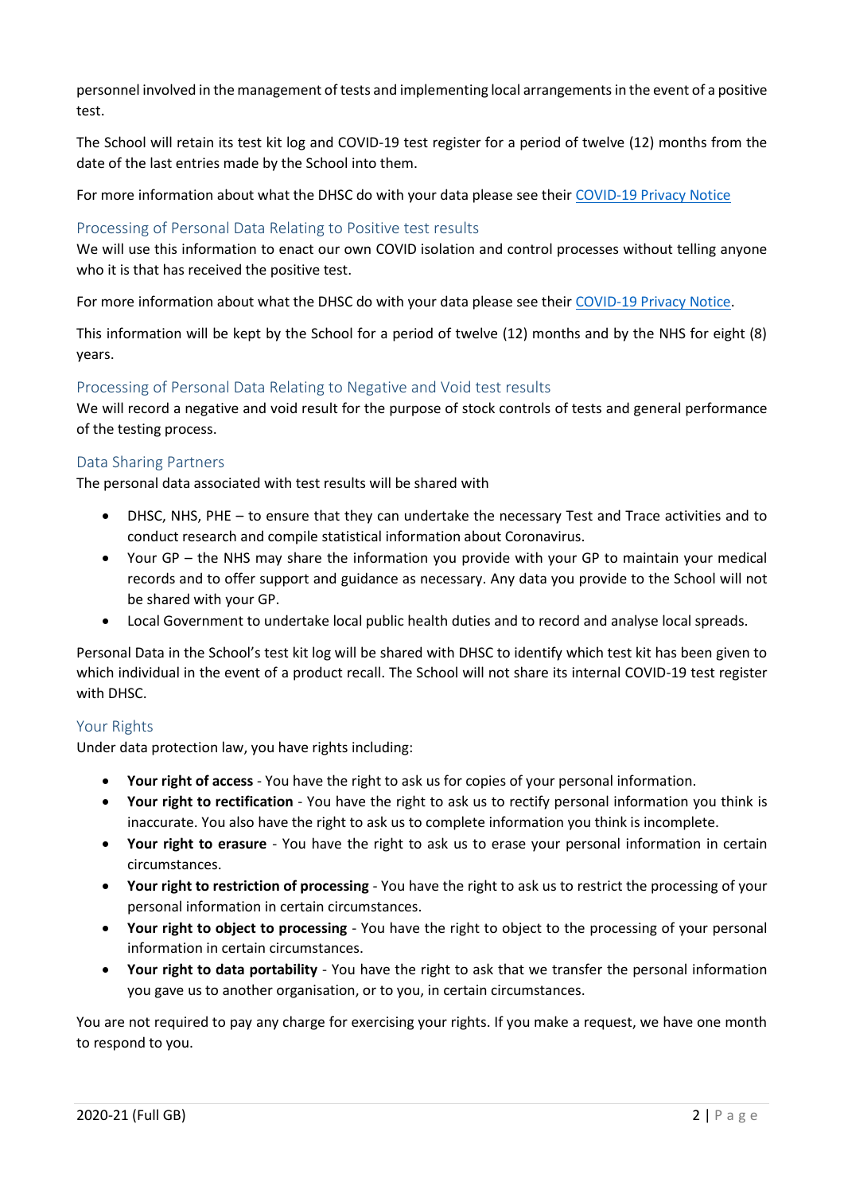personnel involved in the management of tests and implementing local arrangements in the event of a positive test.

The School will retain its test kit log and COVID-19 test register for a period of twelve (12) months from the date of the last entries made by the School into them.

For more information about what the DHSC do with your data please see their COVID-19 Privacy Notice

### Processing of Personal Data Relating to Positive test results

We will use this information to enact our own COVID isolation and control processes without telling anyone who it is that has received the positive test.

For more information about what the DHSC do with your data please see their COVID-19 Privacy Notice.

This information will be kept by the School for a period of twelve (12) months and by the NHS for eight (8) years.

### Processing of Personal Data Relating to Negative and Void test results

We will record a negative and void result for the purpose of stock controls of tests and general performance of the testing process.

### Data Sharing Partners

The personal data associated with test results will be shared with

- DHSC, NHS, PHE – to ensure that they can undertake the necessary Test and Trace activities and to conduct research and compile statistical information about Coronavirus.
- Your GP – the NHS may share the information you provide with your GP to maintain your medical records and to offer support and guidance as necessary. Any data you provide to the School will not be shared with your GP.
- Local Government to undertake local public health duties and to record and analyse local spreads.

Personal Data in the School's test kit log will be shared with DHSC to identify which test kit has been given to which individual in the event of a product recall. The School will not share its internal COVID-19 test register with DHSC.

### Your Rights

Under data protection law, you have rights including:

- **Your right of access** - You have the right to ask us for copies of your personal information.
- **Your right to rectification** - You have the right to ask us to rectify personal information you think is inaccurate. You also have the right to ask us to complete information you think is incomplete.
- **Your right to erasure** - You have the right to ask us to erase your personal information in certain circumstances.
- **Your right to restriction of processing** - You have the right to ask us to restrict the processing of your personal information in certain circumstances.
- **Your right to object to processing** - You have the right to object to the processing of your personal information in certain circumstances.
- **Your right to data portability** - You have the right to ask that we transfer the personal information you gave us to another organisation, or to you, in certain circumstances.

You are not required to pay any charge for exercising your rights. If you make a request, we have one month to respond to you.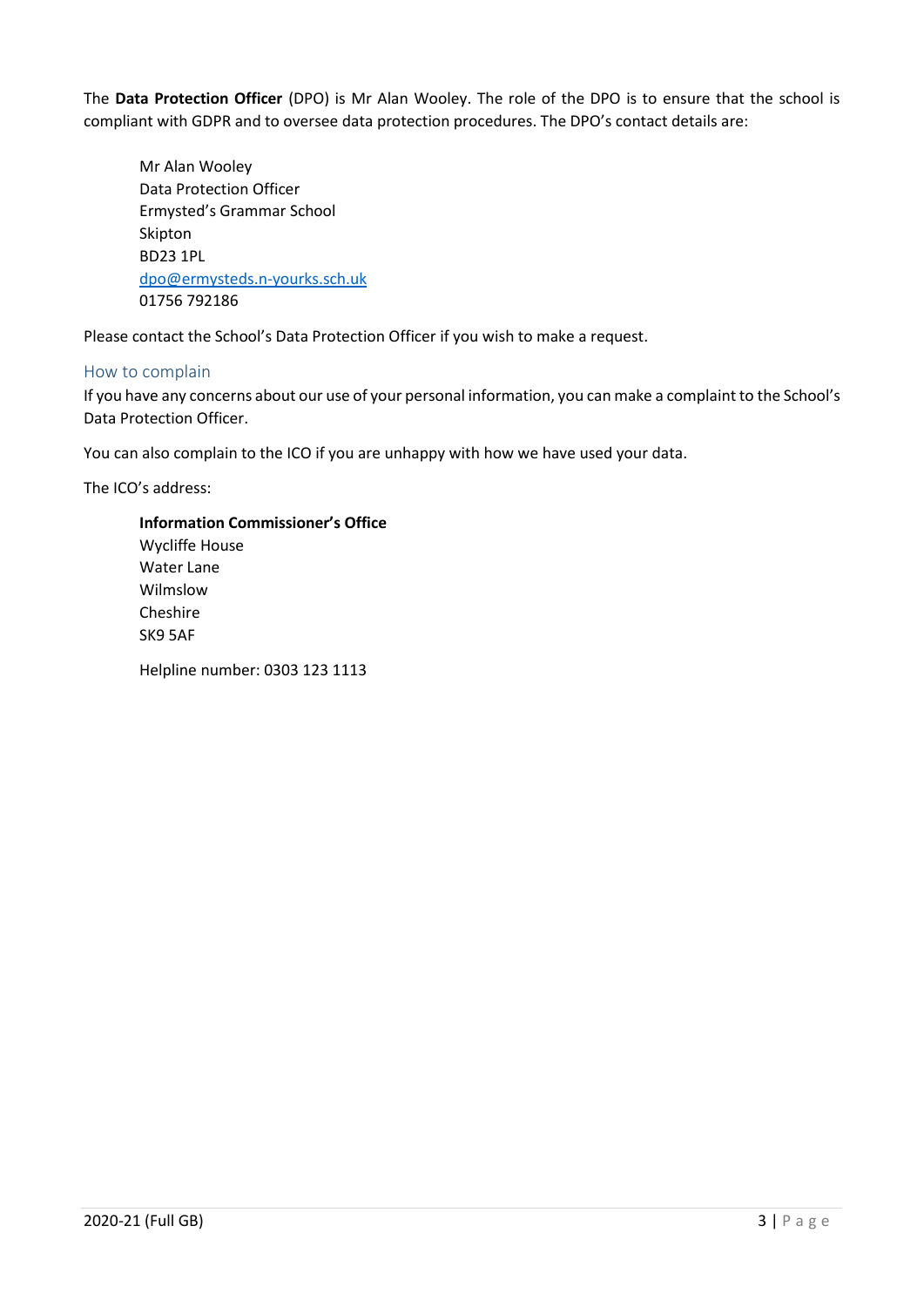The **Data Protection Officer** (DPO) is Mr Alan Wooley. The role of the DPO is to ensure that the school is compliant with GDPR and to oversee data protection procedures. The DPO's contact details are:

Mr Alan Wooley  
Data Protection Officer  
Ermysted's Grammar School  
Skipton  
BD23 1PL  
dpo@ermysteds.n-yourks.sch.uk  
01756 792186

Please contact the School's Data Protection Officer if you wish to make a request.

## How to complain

If you have any concerns about our use of your personal information, you can make a complaint to the School's Data Protection Officer.

You can also complain to the ICO if you are unhappy with how we have used your data.

The ICO's address:

**Information Commissioner's Office**  
Wycliffe House  
Water Lane  
Wilmslow  
Cheshire  
SK9 5AF

Helpline number: 0303 123 1113